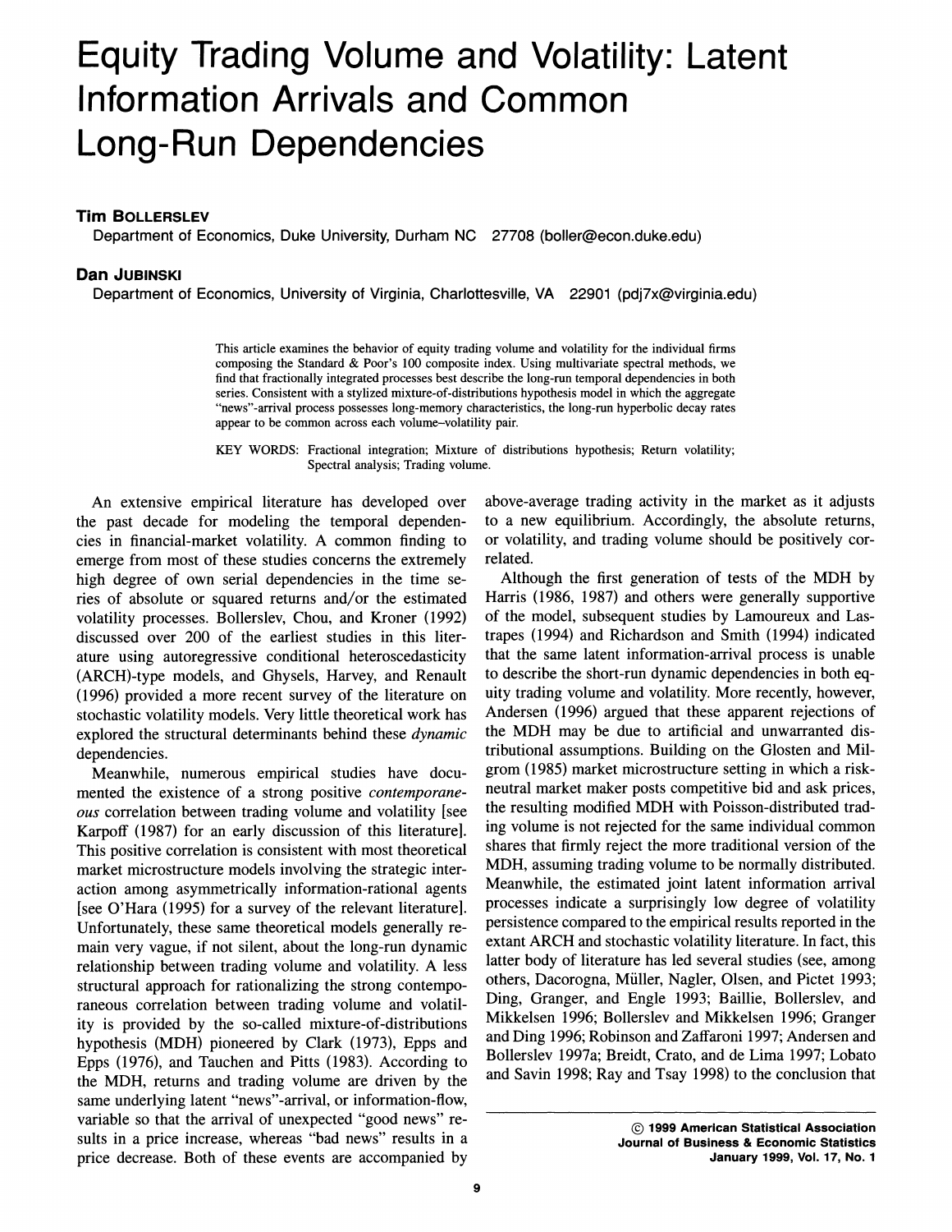# Equity Trading Volume and Volatility: Latent Information Arrivals and Common Long-Run Dependencies

**Tim Bollerslev**

Department of Economics, Duke University, Durham NC 27708 (boller@econ.duke.edu)

**Dan Jubinski**

Department of Economics, University of Virginia, Charlottesville, VA 22901 (pdj7x@virginia.edu)

This article examines the behavior of equity trading volume and volatility for the individual firms composing the Standard & Poor's 100 composite index. Using multivariate spectral methods, we find that fractionally integrated processes best describe the long-run temporal dependencies in both series. Consistent with a stylized mixture-of-distributions hypothesis model in which the aggregate "news"-arrival process possesses long-memory characteristics, the long-run hyperbolic decay rates appear to be common across each volume–volatility pair.

KEY WORDS: Fractional integration; Mixture of distributions hypothesis; Return volatility; Spectral analysis; Trading volume.

An extensive empirical literature has developed over the past decade for modeling the temporal dependencies in financial-market volatility. A common finding to emerge from most of these studies concerns the extremely high degree of own serial dependencies in the time series of absolute or squared returns and/or the estimated volatility processes. Bollerslev, Chou, and Kroner (1992) discussed over 200 of the earliest studies in this literature using autoregressive conditional heteroscedasticity (ARCH)-type models, and Ghysels, Harvey, and Renault (1996) provided a more recent survey of the literature on stochastic volatility models. Very little theoretical work has explored the structural determinants behind these *dynamic* dependencies.

Meanwhile, numerous empirical studies have documented the existence of a strong positive *contemporaneous* correlation between trading volume and volatility [see Karpoff (1987) for an early discussion of this literature]. This positive correlation is consistent with most theoretical market microstructure models involving the strategic interaction among asymmetrically information-rational agents [see O'Hara (1995) for a survey of the relevant literature]. Unfortunately, these same theoretical models generally remain very vague, if not silent, about the long-run dynamic relationship between trading volume and volatility. A less structural approach for rationalizing the strong contemporaneous correlation between trading volume and volatility is provided by the so-called mixture-of-distributions hypothesis (MDH) pioneered by Clark (1973), Epps and Epps (1976), and Tauchen and Pitts (1983). According to the MDH, returns and trading volume are driven by the same underlying latent "news"-arrival, or information-flow, variable so that the arrival of unexpected "good news" results in a price increase, whereas "bad news" results in a price decrease. Both of these events are accompanied by above-average trading activity in the market as it adjusts to a new equilibrium. Accordingly, the absolute returns, or volatility, and trading volume should be positively correlated.

Although the first generation of tests of the MDH by Harris (1986, 1987) and others were generally supportive of the model, subsequent studies by Lamoureux and Lastrapes (1994) and Richardson and Smith (1994) indicated that the same latent information-arrival process is unable to describe the short-run dynamic dependencies in both equity trading volume and volatility. More recently, however, Andersen (1996) argued that these apparent rejections of the MDH may be due to artificial and unwarranted distributional assumptions. Building on the Glosten and Milgrom (1985) market microstructure setting in which a risk-neutral market maker posts competitive bid and ask prices, the resulting modified MDH with Poisson-distributed trading volume is not rejected for the same individual common shares that firmly reject the more traditional version of the MDH, assuming trading volume to be normally distributed. Meanwhile, the estimated joint latent information arrival processes indicate a surprisingly low degree of volatility persistence compared to the empirical results reported in the extant ARCH and stochastic volatility literature. In fact, this latter body of literature has led several studies (see, among others, Dacorogna, Müller, Nagler, Olsen, and Pictet 1993; Ding, Granger, and Engle 1993; Baillie, Bollerslev, and Mikkelsen 1996; Bollerslev and Mikkelsen 1996; Granger and Ding 1996; Robinson and Zaffaroni 1997; Andersen and Bollerslev 1997a; Breidt, Crato, and de Lima 1997; Lobato and Savin 1998; Ray and Tsay 1998) to the conclusion that

© 1999 American Statistical Association
Journal of Business & Economic Statistics
January 1999, Vol. 17, No. 1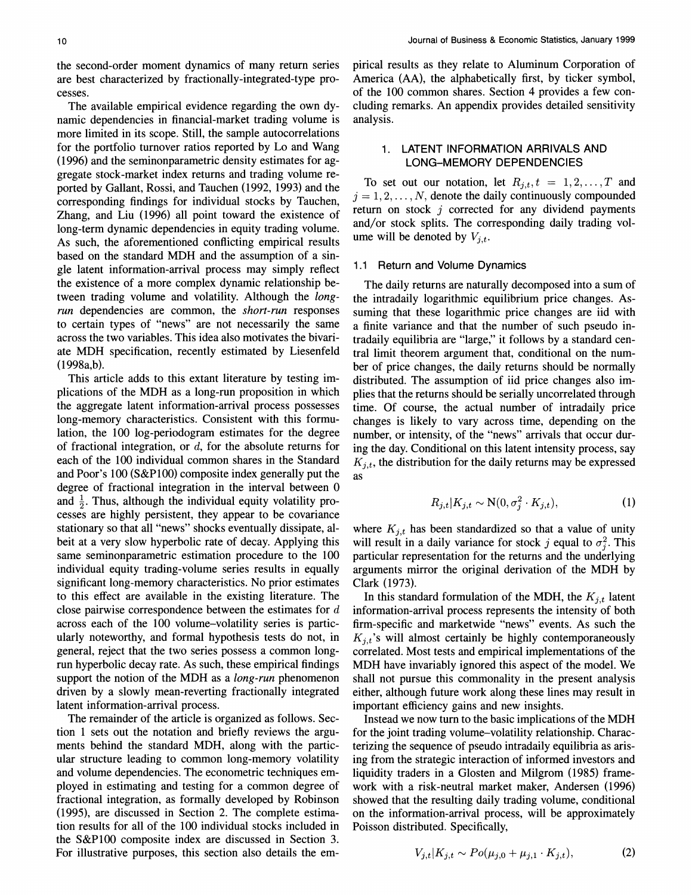the second-order moment dynamics of many return series are best characterized by fractionally-integrated-type processes.

The available empirical evidence regarding the own dynamic dependencies in financial-market trading volume is more limited in its scope. Still, the sample autocorrelations for the portfolio turnover ratios reported by Lo and Wang (1996) and the seminonparametric density estimates for aggregate stock-market index returns and trading volume reported by Gallant, Rossi, and Tauchen (1992, 1993) and the corresponding findings for individual stocks by Tauchen, Zhang, and Liu (1996) all point toward the existence of long-term dynamic dependencies in equity trading volume. As such, the aforementioned conflicting empirical results based on the standard MDH and the assumption of a single latent information-arrival process may simply reflect the existence of a more complex dynamic relationship between trading volume and volatility. Although the *long-run* dependencies are common, the *short-run* responses to certain types of "news" are not necessarily the same across the two variables. This idea also motivates the bivariate MDH specification, recently estimated by Liesenfeld (1998a,b).

This article adds to this extant literature by testing implications of the MDH as a long-run proposition in which the aggregate latent information-arrival process possesses long-memory characteristics. Consistent with this formulation, the 100 log-periodogram estimates for the degree of fractional integration, or $d$, for the absolute returns for each of the 100 individual common shares in the Standard and Poor's 100 (S&P100) composite index generally put the degree of fractional integration in the interval between 0 and $\frac{1}{2}$. Thus, although the individual equity volatility processes are highly persistent, they appear to be covariance stationary so that all "news" shocks eventually dissipate, albeit at a very slow hyperbolic rate of decay. Applying this same seminonparametric estimation procedure to the 100 individual equity trading-volume series results in equally significant long-memory characteristics. No prior estimates to this effect are available in the existing literature. The close pairwise correspondence between the estimates for $d$ across each of the 100 volume–volatility series is particularly noteworthy, and formal hypothesis tests do not, in general, reject that the two series possess a common long-run hyperbolic decay rate. As such, these empirical findings support the notion of the MDH as a *long-run* phenomenon driven by a slowly mean-reverting fractionally integrated latent information-arrival process.

The remainder of the article is organized as follows. Section 1 sets out the notation and briefly reviews the arguments behind the standard MDH, along with the particular structure leading to common long-memory volatility and volume dependencies. The econometric techniques employed in estimating and testing for a common degree of fractional integration, as formally developed by Robinson (1995), are discussed in Section 2. The complete estimation results for all of the 100 individual stocks included in the S&P100 composite index are discussed in Section 3. For illustrative purposes, this section also details the empirical results as they relate to Aluminum Corporation of America (AA), the alphabetically first, by ticker symbol, of the 100 common shares. Section 4 provides a few concluding remarks. An appendix provides detailed sensitivity analysis.

## 1. LATENT INFORMATION ARRIVALS AND LONG-MEMORY DEPENDENCIES

To set out our notation, let $R_{j,t}, t = 1, 2, \ldots, T$ and $j = 1, 2, \ldots, N$, denote the daily continuously compounded return on stock $j$ corrected for any dividend payments and/or stock splits. The corresponding daily trading volume will be denoted by $V_{j,t}$.

### 1.1 Return and Volume Dynamics

The daily returns are naturally decomposed into a sum of the intradaily logarithmic equilibrium price changes. Assuming that these logarithmic price changes are iid with a finite variance and that the number of such pseudo intradaily equilibria are "large," it follows by a standard central limit theorem argument that, conditional on the number of price changes, the daily returns should be normally distributed. The assumption of iid price changes also implies that the returns should be serially uncorrelated through time. Of course, the actual number of intradaily price changes is likely to vary across time, depending on the number, or intensity, of the "news" arrivals that occur during the day. Conditional on this latent intensity process, say $K_{j,t}$, the distribution for the daily returns may be expressed as

$$R_{j,t}|K_{j,t} \sim \mathrm{N}(0, \sigma_j^2 \cdot K_{j,t}), \tag{1}$$

where $K_{j,t}$ has been standardized so that a value of unity will result in a daily variance for stock $j$ equal to $\sigma_j^2$. This particular representation for the returns and the underlying arguments mirror the original derivation of the MDH by Clark (1973).

In this standard formulation of the MDH, the $K_{j,t}$ latent information-arrival process represents the intensity of both firm-specific and marketwide "news" events. As such the $K_{j,t}$'s will almost certainly be highly contemporaneously correlated. Most tests and empirical implementations of the MDH have invariably ignored this aspect of the model. We shall not pursue this commonality in the present analysis either, although future work along these lines may result in important efficiency gains and new insights.

Instead we now turn to the basic implications of the MDH for the joint trading volume–volatility relationship. Characterizing the sequence of pseudo intradaily equilibria as arising from the strategic interaction of informed investors and liquidity traders in a Glosten and Milgrom (1985) framework with a risk-neutral market maker, Andersen (1996) showed that the resulting daily trading volume, conditional on the information-arrival process, will be approximately Poisson distributed. Specifically,

$$V_{j,t}|K_{j,t} \sim Po(\mu_{j,0} + \mu_{j,1} \cdot K_{j,t}), \tag{2}$$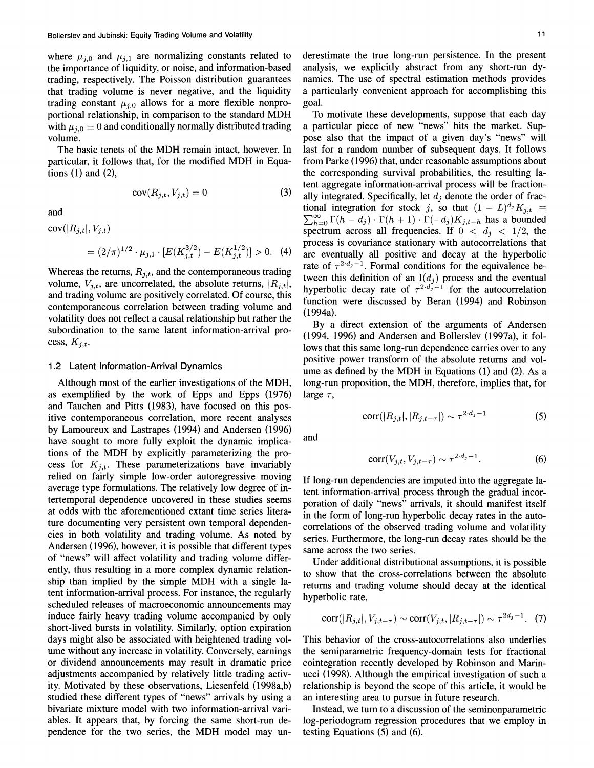where $\mu_{j,0}$ and $\mu_{j,1}$ are normalizing constants related to the importance of liquidity, or noise, and information-based trading, respectively. The Poisson distribution guarantees that trading volume is never negative, and the liquidity trading constant $\mu_{j,0}$ allows for a more flexible nonproportional relationship, in comparison to the standard MDH with $\mu_{j,0} \equiv 0$ and conditionally normally distributed trading volume.

The basic tenets of the MDH remain intact, however. In particular, it follows that, for the modified MDH in Equations (1) and (2),

$$\operatorname{cov}(R_{j,t}, V_{j,t}) = 0 \tag{3}$$

and

$$\operatorname{cov}(|R_{j,t}|, V_{j,t}) = (2/\pi)^{1/2} \cdot \mu_{j,1} \cdot [E(K_{j,t}^{3/2}) - E(K_{j,t}^{1/2})] > 0. \tag{4}$$

Whereas the returns, $R_{j,t}$, and the contemporaneous trading volume, $V_{j,t}$, are uncorrelated, the absolute returns, $|R_{j,t}|$, and trading volume are positively correlated. Of course, this contemporaneous correlation between trading volume and volatility does not reflect a causal relationship but rather the subordination to the same latent information-arrival process, $K_{j,t}$.

### 1.2 Latent Information-Arrival Dynamics

Although most of the earlier investigations of the MDH, as exemplified by the work of Epps and Epps (1976) and Tauchen and Pitts (1983), have focused on this positive contemporaneous correlation, more recent analyses by Lamoureux and Lastrapes (1994) and Andersen (1996) have sought to more fully exploit the dynamic implications of the MDH by explicitly parameterizing the process for $K_{j,t}$. These parameterizations have invariably relied on fairly simple low-order autoregressive moving average type formulations. The relatively low degree of intertemporal dependence uncovered in these studies seems at odds with the aforementioned extant time series literature documenting very persistent own temporal dependencies in both volatility and trading volume. As noted by Andersen (1996), however, it is possible that different types of "news" will affect volatility and trading volume differently, thus resulting in a more complex dynamic relationship than implied by the simple MDH with a single latent information-arrival process. For instance, the regularly scheduled releases of macroeconomic announcements may induce fairly heavy trading volume accompanied by only short-lived bursts in volatility. Similarly, option expiration days might also be associated with heightened trading volume without any increase in volatility. Conversely, earnings or dividend announcements may result in dramatic price adjustments accompanied by relatively little trading activity. Motivated by these observations, Liesenfeld (1998a,b) studied these different types of "news" arrivals by using a bivariate mixture model with two information-arrival variables. It appears that, by forcing the same short-run dependence for the two series, the MDH model may underestimate the true long-run persistence. In the present analysis, we explicitly abstract from any short-run dynamics. The use of spectral estimation methods provides a particularly convenient approach for accomplishing this goal.

To motivate these developments, suppose that each day a particular piece of new "news" hits the market. Suppose also that the impact of a given day's "news" will last for a random number of subsequent days. It follows from Parke (1996) that, under reasonable assumptions about the corresponding survival probabilities, the resulting latent aggregate information-arrival process will be fractionally integrated. Specifically, let $d_j$ denote the order of fractional integration for stock $j$, so that $(1-L)^{d_j} K_{j,t} \equiv \sum_{h=0}^{\infty} \Gamma(h-d_j) \cdot \Gamma(h+1) \cdot \Gamma(-d_j) K_{j,t-h}$ has a bounded spectrum across all frequencies. If $0 < d_j < 1/2$, the process is covariance stationary with autocorrelations that are eventually all positive and decay at the hyperbolic rate of $\tau^{2 \cdot d_j - 1}$. Formal conditions for the equivalence between this definition of an $I(d_j)$ process and the eventual hyperbolic decay rate of $\tau^{2 \cdot d_j - 1}$ for the autocorrelation function were discussed by Beran (1994) and Robinson (1994a).

By a direct extension of the arguments of Andersen (1994, 1996) and Andersen and Bollerslev (1997a), it follows that this same long-run dependence carries over to any positive power transform of the absolute returns and volume as defined by the MDH in Equations (1) and (2). As a long-run proposition, the MDH, therefore, implies that, for large $\tau$,

$$\operatorname{corr}(|R_{j,t}|, |R_{j,t-\tau}|) \sim \tau^{2 \cdot d_j - 1} \tag{5}$$

and

$$\operatorname{corr}(V_{j,t}, V_{j,t-\tau}) \sim \tau^{2 \cdot d_j - 1}. \tag{6}$$

If long-run dependencies are imputed into the aggregate latent information-arrival process through the gradual incorporation of daily "news" arrivals, it should manifest itself in the form of long-run hyperbolic decay rates in the autocorrelations of the observed trading volume and volatility series. Furthermore, the long-run decay rates should be the same across the two series.

Under additional distributional assumptions, it is possible to show that the cross-correlations between the absolute returns and trading volume should decay at the identical hyperbolic rate,

$$\operatorname{corr}(|R_{j,t}|, V_{j,t-\tau}) \sim \operatorname{corr}(V_{j,t}, |R_{j,t-\tau}|) \sim \tau^{2d_j - 1}. \tag{7}$$

This behavior of the cross-autocorrelations also underlies the semiparametric frequency-domain tests for fractional cointegration recently developed by Robinson and Marinucci (1998). Although the empirical investigation of such a relationship is beyond the scope of this article, it would be an interesting area to pursue in future research.

Instead, we turn to a discussion of the seminonparametric log-periodogram regression procedures that we employ in testing Equations (5) and (6).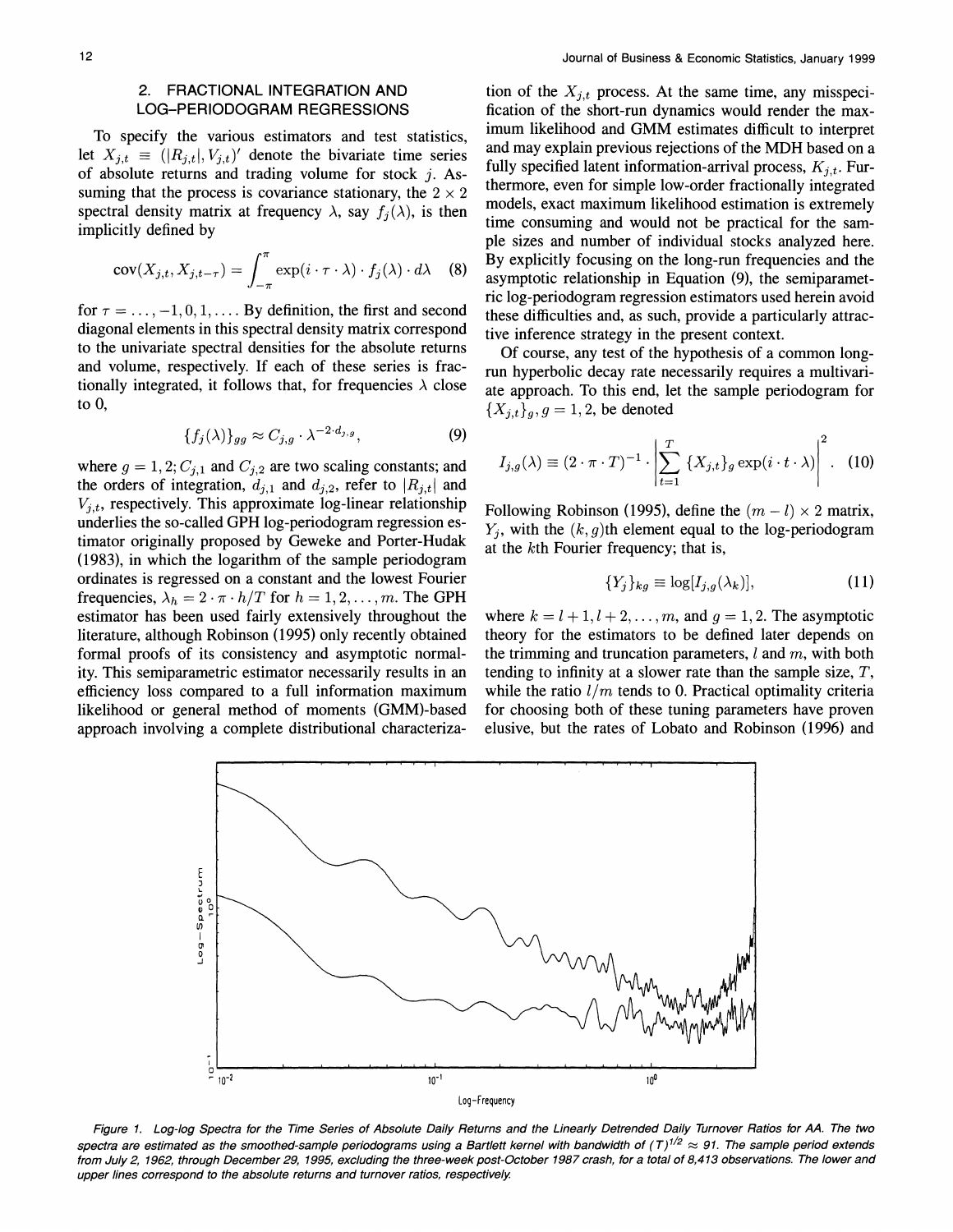## 2. FRACTIONAL INTEGRATION AND LOG-PERIODOGRAM REGRESSIONS

To specify the various estimators and test statistics, let $X_{j,t} \equiv (|R_{j,t}|, V_{j,t})'$ denote the bivariate time series of absolute returns and trading volume for stock $j$. Assuming that the process is covariance stationary, the $2 \times 2$ spectral density matrix at frequency $\lambda$, say $f_j(\lambda)$, is then implicitly defined by

$$\text{cov}(X_{j,t}, X_{j,t-\tau}) = \int_{-\pi}^{\pi} \exp(i \cdot \tau \cdot \lambda) \cdot f_j(\lambda) \cdot d\lambda \quad (8)$$

for $\tau = \ldots, -1, 0, 1, \ldots$. By definition, the first and second diagonal elements in this spectral density matrix correspond to the univariate spectral densities for the absolute returns and volume, respectively. If each of these series is fractionally integrated, it follows that, for frequencies $\lambda$ close to 0,

$$\{f_j(\lambda)\}_{gg} \approx C_{j,g} \cdot \lambda^{-2 \cdot d_{j,g}}, \quad (9)$$

where $g = 1, 2$; $C_{j,1}$ and $C_{j,2}$ are two scaling constants; and the orders of integration, $d_{j,1}$ and $d_{j,2}$, refer to $|R_{j,t}|$ and $V_{j,t}$, respectively. This approximate log-linear relationship underlies the so-called GPH log-periodogram regression estimator originally proposed by Geweke and Porter-Hudak (1983), in which the logarithm of the sample periodogram ordinates is regressed on a constant and the lowest Fourier frequencies, $\lambda_h = 2 \cdot \pi \cdot h/T$ for $h = 1, 2, \ldots, m$. The GPH estimator has been used fairly extensively throughout the literature, although Robinson (1995) only recently obtained formal proofs of its consistency and asymptotic normality. This semiparametric estimator necessarily results in an efficiency loss compared to a full information maximum likelihood or general method of moments (GMM)-based approach involving a complete distributional characterization of the $X_{j,t}$ process. At the same time, any misspecification of the short-run dynamics would render the maximum likelihood and GMM estimates difficult to interpret and may explain previous rejections of the MDH based on a fully specified latent information-arrival process, $K_{j,t}$. Furthermore, even for simple low-order fractionally integrated models, exact maximum likelihood estimation is extremely time consuming and would not be practical for the sample sizes and number of individual stocks analyzed here. By explicitly focusing on the long-run frequencies and the asymptotic relationship in Equation (9), the semiparametric log-periodogram regression estimators used herein avoid these difficulties and, as such, provide a particularly attractive inference strategy in the present context.

Of course, any test of the hypothesis of a common long-run hyperbolic decay rate necessarily requires a multivariate approach. To this end, let the sample periodogram for $\{X_{j,t}\}_g, g = 1, 2$, be denoted

$$I_{j,g}(\lambda) \equiv (2 \cdot \pi \cdot T)^{-1} \cdot \left| \sum_{t=1}^{T} \{X_{j,t}\}_g \exp(i \cdot t \cdot \lambda) \right|^2. \quad (10)$$

Following Robinson (1995), define the $(m - l) \times 2$ matrix, $Y_j$, with the $(k, g)$th element equal to the log-periodogram at the $k$th Fourier frequency; that is,

$$\{Y_j\}_{kg} \equiv \log[I_{j,g}(\lambda_k)], \quad (11)$$

where $k = l + 1, l + 2, \ldots, m$, and $g = 1, 2$. The asymptotic theory for the estimators to be defined later depends on the trimming and truncation parameters, $l$ and $m$, with both tending to infinity at a slower rate than the sample size, $T$, while the ratio $l/m$ tends to 0. Practical optimality criteria for choosing both of these tuning parameters have proven elusive, but the rates of Lobato and Robinson (1996) and

*Figure 1. Log-log Spectra for the Time Series of Absolute Daily Returns and the Linearly Detrended Daily Turnover Ratios for AA. The two spectra are estimated as the smoothed-sample periodograms using a Bartlett kernel with bandwidth of $(T)^{1/2} \approx 91$. The sample period extends from July 2, 1962, through December 29, 1995, excluding the three-week post-October 1987 crash, for a total of 8,413 observations. The lower and upper lines correspond to the absolute returns and turnover ratios, respectively.*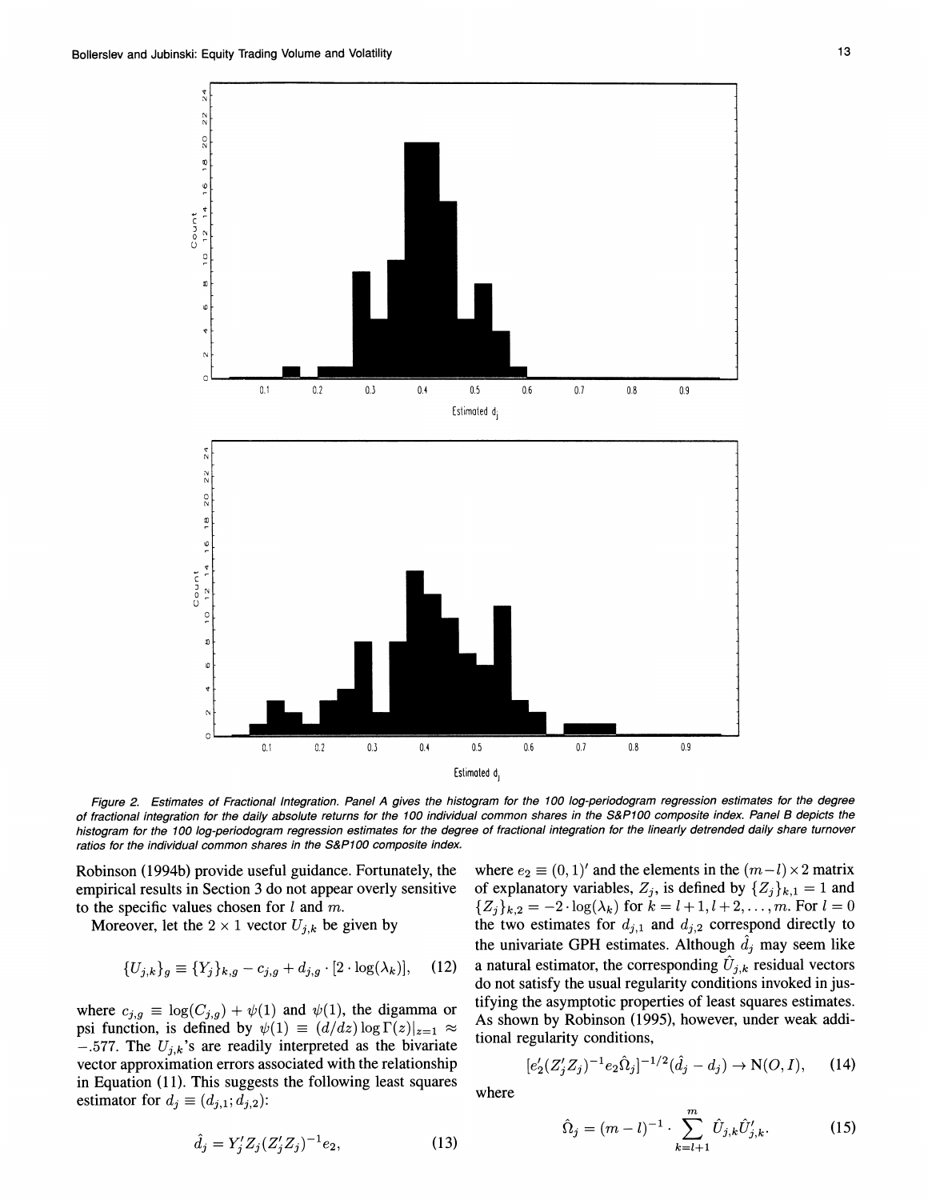*Figure 2. Estimates of Fractional Integration. Panel A gives the histogram for the 100 log-periodogram regression estimates for the degree of fractional integration for the daily absolute returns for the 100 individual common shares in the S&P100 composite index. Panel B depicts the histogram for the 100 log-periodogram regression estimates for the degree of fractional integration for the linearly detrended daily share turnover ratios for the individual common shares in the S&P100 composite index.*

Robinson (1994b) provide useful guidance. Fortunately, the empirical results in Section 3 do not appear overly sensitive to the specific values chosen for $l$ and $m$.

Moreover, let the $2 \times 1$ vector $U_{j,k}$ be given by

$$\{U_{j,k}\}_g \equiv \{Y_j\}_{k,g} - c_{j,g} + d_{j,g} \cdot [2 \cdot \log(\lambda_k)], \quad (12)$$

where $c_{j,g} \equiv \log(C_{j,g}) + \psi(1)$ and $\psi(1)$, the digamma or psi function, is defined by $\psi(1) \equiv (d/dz) \log \Gamma(z)|_{z=1} \approx -.577$. The $U_{j,k}$'s are readily interpreted as the bivariate vector approximation errors associated with the relationship in Equation (11). This suggests the following least squares estimator for $d_j \equiv (d_{j,1}; d_{j,2})$:

$$\hat{d}_j = Y_j' Z_j (Z_j' Z_j)^{-1} e_2, \quad (13)$$

where $e_2 \equiv (0, 1)'$ and the elements in the $(m-l) \times 2$ matrix of explanatory variables, $Z_j$, is defined by $\{Z_j\}_{k,1} = 1$ and $\{Z_j\}_{k,2} = -2 \cdot \log(\lambda_k)$ for $k = l+1, l+2, \ldots, m$. For $l = 0$ the two estimates for $d_{j,1}$ and $d_{j,2}$ correspond directly to the univariate GPH estimates. Although $\hat{d}_j$ may seem like a natural estimator, the corresponding $\hat{U}_{j,k}$ residual vectors do not satisfy the usual regularity conditions invoked in justifying the asymptotic properties of least squares estimates. As shown by Robinson (1995), however, under weak additional regularity conditions,

$$[e_2'(Z_j' Z_j)^{-1} e_2 \hat{\Omega}_j]^{-1/2} (\hat{d}_j - d_j) \to \mathrm{N}(O, I), \quad (14)$$

where

$$\hat{\Omega}_j = (m-l)^{-1} \cdot \sum_{k=l+1}^{m} \hat{U}_{j,k} \hat{U}_{j,k}'. \quad (15)$$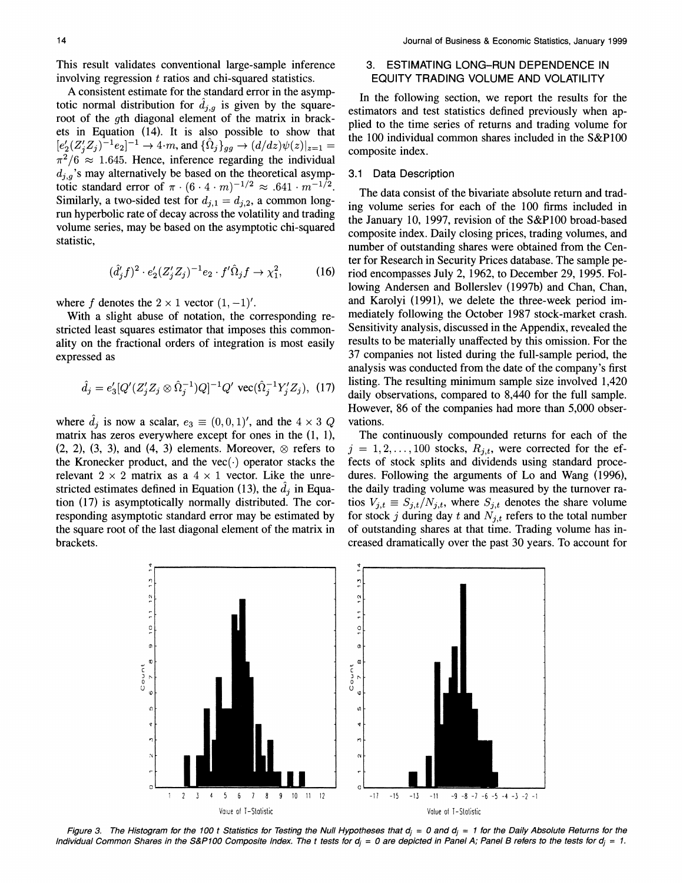This result validates conventional large-sample inference involving regression $t$ ratios and chi-squared statistics.

A consistent estimate for the standard error in the asymptotic normal distribution for $\hat{d}_{j,g}$ is given by the square-root of the $g$th diagonal element of the matrix in brackets in Equation (14). It is also possible to show that $[e_2'(Z_j'Z_j)^{-1}e_2]^{-1} \rightarrow 4 \cdot m$, and $\{\hat{\Omega}_j\}_{gg} \rightarrow (d/dz)\psi(z)|_{z=1} = \pi^2/6 \approx 1.645$. Hence, inference regarding the individual $d_{j,g}$'s may alternatively be based on the theoretical asymptotic standard error of $\pi \cdot (6 \cdot 4 \cdot m)^{-1/2} \approx .641 \cdot m^{-1/2}$. Similarly, a two-sided test for $d_{j,1} = d_{j,2}$, a common long-run hyperbolic rate of decay across the volatility and trading volume series, may be based on the asymptotic chi-squared statistic,

$$(\hat{d}_j'f)^2 \cdot e_2'(Z_j'Z_j)^{-1}e_2 \cdot f'\hat{\Omega}_j f \rightarrow \chi_1^2, \tag{16}$$

where $f$ denotes the $2 \times 1$ vector $(1, -1)'$.

With a slight abuse of notation, the corresponding restricted least squares estimator that imposes this commonality on the fractional orders of integration is most easily expressed as

$$\hat{d}_j = e_3'[Q'(Z_j'Z_j \otimes \hat{\Omega}_j^{-1})Q]^{-1}Q' \operatorname{vec}(\hat{\Omega}_j^{-1}Y_j'Z_j), \tag{17}$$

where $\hat{d}_j$ is now a scalar, $e_3 \equiv (0, 0, 1)'$, and the $4 \times 3$ $Q$ matrix has zeros everywhere except for ones in the (1, 1), (2, 2), (3, 3), and (4, 3) elements. Moreover, $\otimes$ refers to the Kronecker product, and the vec($\cdot$) operator stacks the relevant $2 \times 2$ matrix as a $4 \times 1$ vector. Like the unrestricted estimates defined in Equation (13), the $\hat{d}_j$ in Equation (17) is asymptotically normally distributed. The corresponding asymptotic standard error may be estimated by the square root of the last diagonal element of the matrix in brackets.

## 3. ESTIMATING LONG-RUN DEPENDENCE IN EQUITY TRADING VOLUME AND VOLATILITY

In the following section, we report the results for the estimators and test statistics defined previously when applied to the time series of returns and trading volume for the 100 individual common shares included in the S&P100 composite index.

### 3.1 Data Description

The data consist of the bivariate absolute return and trading volume series for each of the 100 firms included in the January 10, 1997, revision of the S&P100 broad-based composite index. Daily closing prices, trading volumes, and number of outstanding shares were obtained from the Center for Research in Security Prices database. The sample period encompasses July 2, 1962, to December 29, 1995. Following Andersen and Bollerslev (1997b) and Chan, Chan, and Karolyi (1991), we delete the three-week period immediately following the October 1987 stock-market crash. Sensitivity analysis, discussed in the Appendix, revealed the results to be materially unaffected by this omission. For the 37 companies not listed during the full-sample period, the analysis was conducted from the date of the company's first listing. The resulting minimum sample size involved 1,420 daily observations, compared to 8,440 for the full sample. However, 86 of the companies had more than 5,000 observations.

The continuously compounded returns for each of the $j = 1, 2, \ldots, 100$ stocks, $R_{j,t}$, were corrected for the effects of stock splits and dividends using standard procedures. Following the arguments of Lo and Wang (1996), the daily trading volume was measured by the turnover ratios $V_{j,t} \equiv S_{j,t}/N_{j,t}$, where $S_{j,t}$ denotes the share volume for stock $j$ during day $t$ and $N_{j,t}$ refers to the total number of outstanding shares at that time. Trading volume has increased dramatically over the past 30 years. To account for

*Figure 3. The Histogram for the 100 t Statistics for Testing the Null Hypotheses that $d_j = 0$ and $d_j = 1$ for the Daily Absolute Returns for the Individual Common Shares in the S&P100 Composite Index. The t tests for $d_j = 0$ are depicted in Panel A; Panel B refers to the tests for $d_j = 1$.*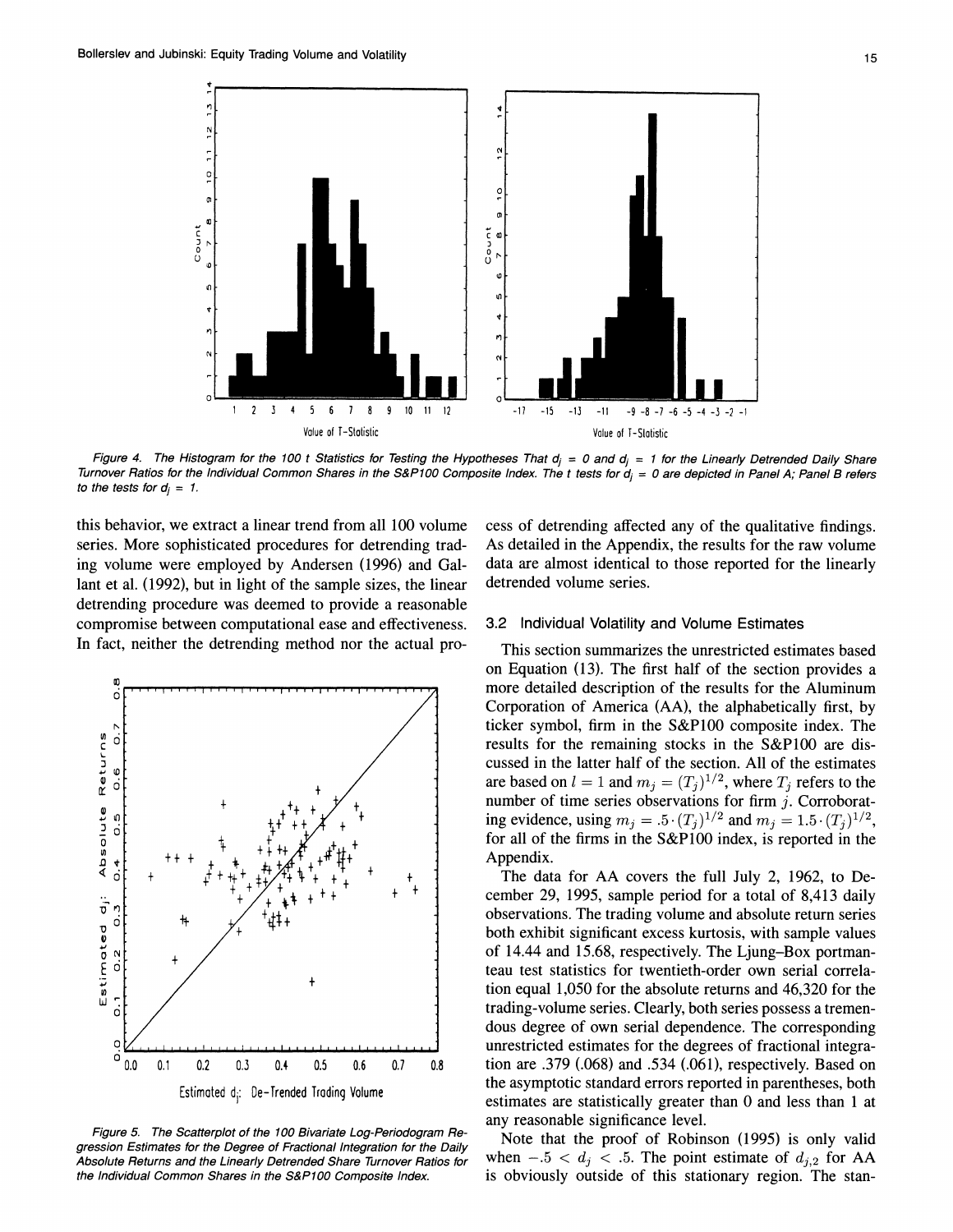Figure 4. The Histogram for the 100 t Statistics for Testing the Hypotheses That $d_j = 0$ and $d_j = 1$ for the Linearly Detrended Daily Share Turnover Ratios for the Individual Common Shares in the S&P100 Composite Index. The t tests for $d_j = 0$ are depicted in Panel A; Panel B refers to the tests for $d_j = 1$.

this behavior, we extract a linear trend from all 100 volume series. More sophisticated procedures for detrending trading volume were employed by Andersen (1996) and Gallant et al. (1992), but in light of the sample sizes, the linear detrending procedure was deemed to provide a reasonable compromise between computational ease and effectiveness. In fact, neither the detrending method nor the actual process of detrending affected any of the qualitative findings. As detailed in the Appendix, the results for the raw volume data are almost identical to those reported for the linearly detrended volume series.

Figure 5. The Scatterplot of the 100 Bivariate Log-Periodogram Regression Estimates for the Degree of Fractional Integration for the Daily Absolute Returns and the Linearly Detrended Share Turnover Ratios for the Individual Common Shares in the S&P100 Composite Index.

### 3.2 Individual Volatility and Volume Estimates

This section summarizes the unrestricted estimates based on Equation (13). The first half of the section provides a more detailed description of the results for the Aluminum Corporation of America (AA), the alphabetically first, by ticker symbol, firm in the S&P100 composite index. The results for the remaining stocks in the S&P100 are discussed in the latter half of the section. All of the estimates are based on $l = 1$ and $m_j = (T_j)^{1/2}$, where $T_j$ refers to the number of time series observations for firm $j$. Corroborating evidence, using $m_j = .5 \cdot (T_j)^{1/2}$ and $m_j = 1.5 \cdot (T_j)^{1/2}$, for all of the firms in the S&P100 index, is reported in the Appendix.

The data for AA covers the full July 2, 1962, to December 29, 1995, sample period for a total of 8,413 daily observations. The trading volume and absolute return series both exhibit significant excess kurtosis, with sample values of 14.44 and 15.68, respectively. The Ljung–Box portmanteau test statistics for twentieth-order own serial correlation equal 1,050 for the absolute returns and 46,320 for the trading-volume series. Clearly, both series possess a tremendous degree of own serial dependence. The corresponding unrestricted estimates for the degrees of fractional integration are .379 (.068) and .534 (.061), respectively. Based on the asymptotic standard errors reported in parentheses, both estimates are statistically greater than 0 and less than 1 at any reasonable significance level.

Note that the proof of Robinson (1995) is only valid when $-.5 < d_j < .5$. The point estimate of $d_{j,2}$ for AA is obviously outside of this stationary region. The stan-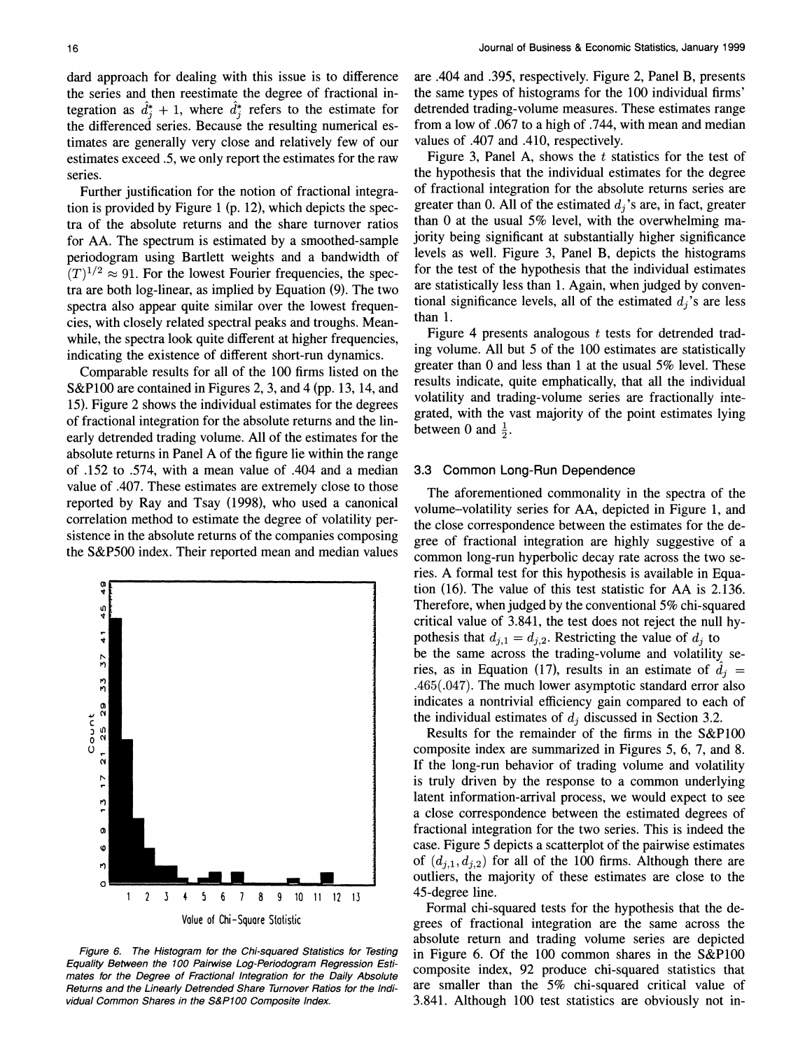dard approach for dealing with this issue is to difference the series and then reestimate the degree of fractional integration as $\hat{d}_j^* + 1$, where $\hat{d}_j^*$ refers to the estimate for the differenced series. Because the resulting numerical estimates are generally very close and relatively few of our estimates exceed .5, we only report the estimates for the raw series.

Further justification for the notion of fractional integration is provided by Figure 1 (p. 12), which depicts the spectra of the absolute returns and the share turnover ratios for AA. The spectrum is estimated by a smoothed-sample periodogram using Bartlett weights and a bandwidth of $(T)^{1/2} \approx 91$. For the lowest Fourier frequencies, the spectra are both log-linear, as implied by Equation (9). The two spectra also appear quite similar over the lowest frequencies, with closely related spectral peaks and troughs. Meanwhile, the spectra look quite different at higher frequencies, indicating the existence of different short-run dynamics.

Comparable results for all of the 100 firms listed on the S&P100 are contained in Figures 2, 3, and 4 (pp. 13, 14, and 15). Figure 2 shows the individual estimates for the degrees of fractional integration for the absolute returns and the linearly detrended trading volume. All of the estimates for the absolute returns in Panel A of the figure lie within the range of .152 to .574, with a mean value of .404 and a median value of .407. These estimates are extremely close to those reported by Ray and Tsay (1998), who used a canonical correlation method to estimate the degree of volatility persistence in the absolute returns of the companies composing the S&P500 index. Their reported mean and median values are .404 and .395, respectively. Figure 2, Panel B, presents the same types of histograms for the 100 individual firms' detrended trading-volume measures. These estimates range from a low of .067 to a high of .744, with mean and median values of .407 and .410, respectively.

Figure 3, Panel A, shows the $t$ statistics for the test of the hypothesis that the individual estimates for the degree of fractional integration for the absolute returns series are greater than 0. All of the estimated $d_j$'s are, in fact, greater than 0 at the usual 5% level, with the overwhelming majority being significant at substantially higher significance levels as well. Figure 3, Panel B, depicts the histograms for the test of the hypothesis that the individual estimates are statistically less than 1. Again, when judged by conventional significance levels, all of the estimated $d_j$'s are less than 1.

Figure 4 presents analogous $t$ tests for detrended trading volume. All but 5 of the 100 estimates are statistically greater than 0 and less than 1 at the usual 5% level. These results indicate, quite emphatically, that all the individual volatility and trading-volume series are fractionally integrated, with the vast majority of the point estimates lying between 0 and $\frac{1}{2}$.

### 3.3 Common Long-Run Dependence

The aforementioned commonality in the spectra of the volume–volatility series for AA, depicted in Figure 1, and the close correspondence between the estimates for the degree of fractional integration are highly suggestive of a common long-run hyperbolic decay rate across the two series. A formal test for this hypothesis is available in Equation (16). The value of this test statistic for AA is 2.136. Therefore, when judged by the conventional 5% chi-squared critical value of 3.841, the test does not reject the null hypothesis that $d_{j,1} = d_{j,2}$. Restricting the value of $d_j$ to be the same across the trading-volume and volatility series, as in Equation (17), results in an estimate of $\hat{d}_j = .465(.047)$. The much lower asymptotic standard error also indicates a nontrivial efficiency gain compared to each of the individual estimates of $d_j$ discussed in Section 3.2.

Results for the remainder of the firms in the S&P100 composite index are summarized in Figures 5, 6, 7, and 8. If the long-run behavior of trading volume and volatility is truly driven by the response to a common underlying latent information-arrival process, we would expect to see a close correspondence between the estimated degrees of fractional integration for the two series. This is indeed the case. Figure 5 depicts a scatterplot of the pairwise estimates of $(d_{j,1}, d_{j,2})$ for all of the 100 firms. Although there are outliers, the majority of these estimates are close to the 45-degree line.

Formal chi-squared tests for the hypothesis that the degrees of fractional integration are the same across the absolute return and trading volume series are depicted in Figure 6. Of the 100 common shares in the S&P100 composite index, 92 produce chi-squared statistics that are smaller than the 5% chi-squared critical value of 3.841. Although 100 test statistics are obviously not in-

*Figure 6. The Histogram for the Chi-squared Statistics for Testing Equality Between the 100 Pairwise Log-Periodogram Regression Estimates for the Degree of Fractional Integration for the Daily Absolute Returns and the Linearly Detrended Share Turnover Ratios for the Individual Common Shares in the S&P100 Composite Index.*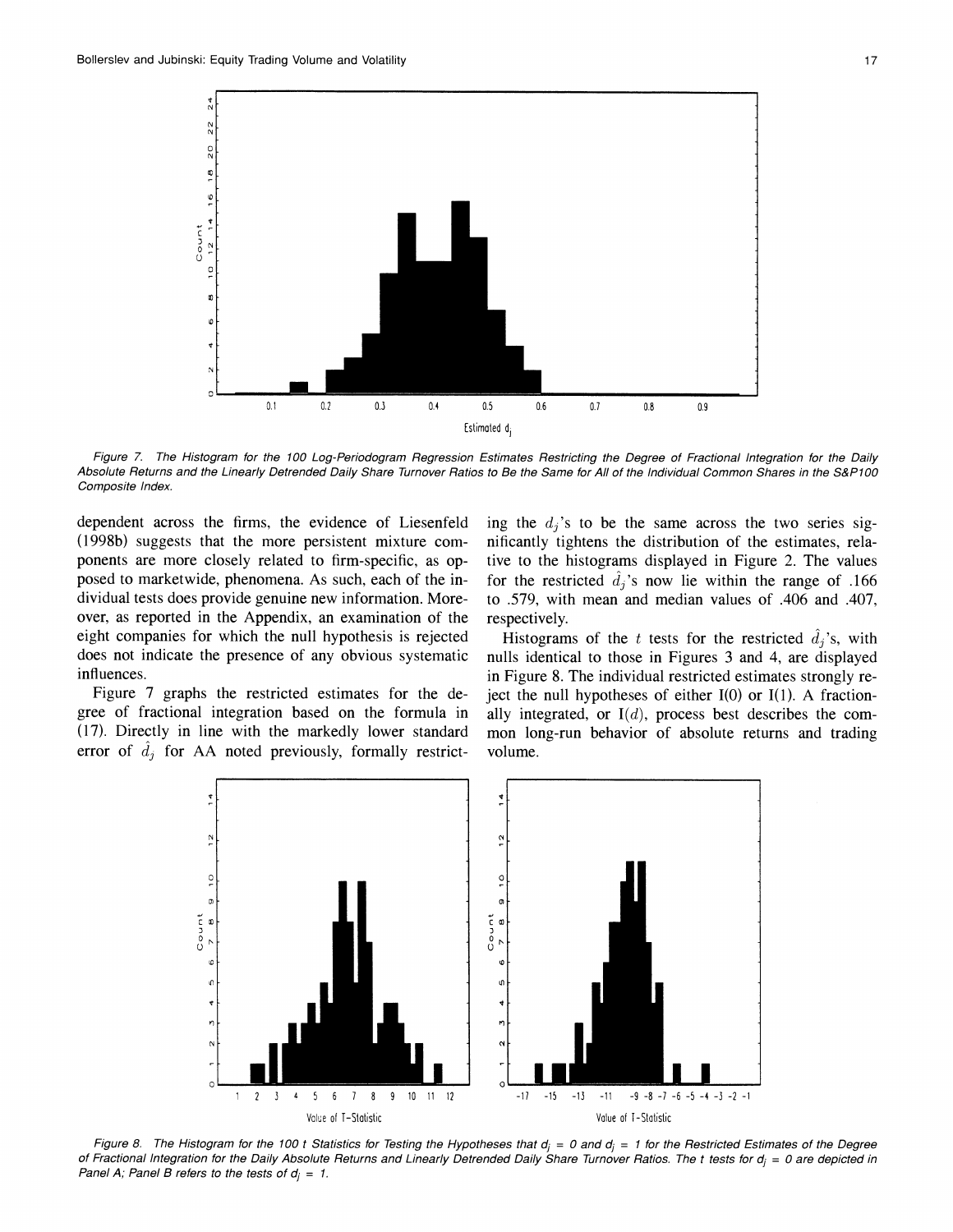Figure 7. The Histogram for the 100 Log-Periodogram Regression Estimates Restricting the Degree of Fractional Integration for the Daily Absolute Returns and the Linearly Detrended Daily Share Turnover Ratios to Be the Same for All of the Individual Common Shares in the S&P100 Composite Index.

dependent across the firms, the evidence of Liesenfeld (1998b) suggests that the more persistent mixture components are more closely related to firm-specific, as opposed to marketwide, phenomena. As such, each of the individual tests does provide genuine new information. Moreover, as reported in the Appendix, an examination of the eight companies for which the null hypothesis is rejected does not indicate the presence of any obvious systematic influences.

Figure 7 graphs the restricted estimates for the degree of fractional integration based on the formula in (17). Directly in line with the markedly lower standard error of $\hat{d}_j$ for AA noted previously, formally restricting the $d_j$'s to be the same across the two series significantly tightens the distribution of the estimates, relative to the histograms displayed in Figure 2. The values for the restricted $\hat{d}_j$'s now lie within the range of .166 to .579, with mean and median values of .406 and .407, respectively.

Histograms of the $t$ tests for the restricted $\hat{d}_j$'s, with nulls identical to those in Figures 3 and 4, are displayed in Figure 8. The individual restricted estimates strongly reject the null hypotheses of either I(0) or I(1). A fractionally integrated, or I($d$), process best describes the common long-run behavior of absolute returns and trading volume.

Figure 8. The Histogram for the 100 t Statistics for Testing the Hypotheses that $d_j = 0$ and $d_j = 1$ for the Restricted Estimates of the Degree of Fractional Integration for the Daily Absolute Returns and Linearly Detrended Daily Share Turnover Ratios. The t tests for $d_j = 0$ are depicted in Panel A; Panel B refers to the tests of $d_j = 1$.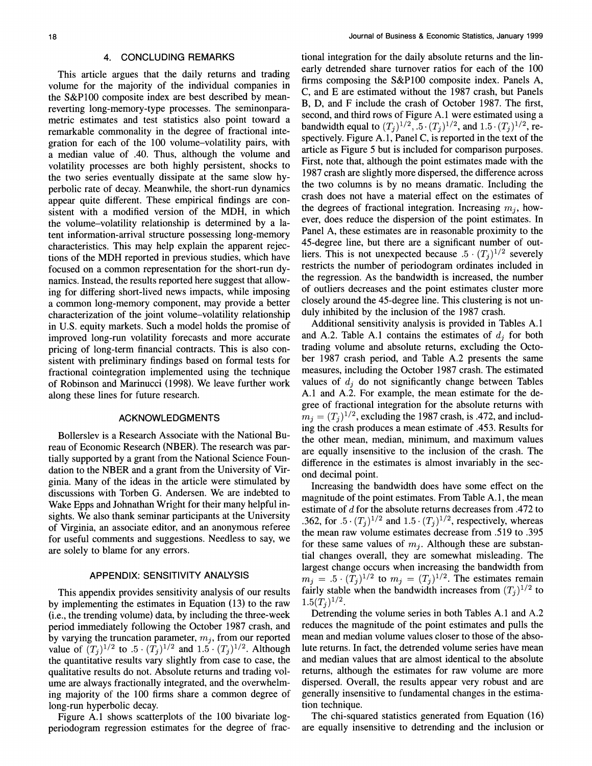## 4. CONCLUDING REMARKS

This article argues that the daily returns and trading volume for the majority of the individual companies in the S&P100 composite index are best described by mean-reverting long-memory-type processes. The seminonparametric estimates and test statistics also point toward a remarkable commonality in the degree of fractional integration for each of the 100 volume–volatility pairs, with a median value of .40. Thus, although the volume and volatility processes are both highly persistent, shocks to the two series eventually dissipate at the same slow hyperbolic rate of decay. Meanwhile, the short-run dynamics appear quite different. These empirical findings are consistent with a modified version of the MDH, in which the volume–volatility relationship is determined by a latent information-arrival structure possessing long-memory characteristics. This may help explain the apparent rejections of the MDH reported in previous studies, which have focused on a common representation for the short-run dynamics. Instead, the results reported here suggest that allowing for differing short-lived news impacts, while imposing a common long-memory component, may provide a better characterization of the joint volume–volatility relationship in U.S. equity markets. Such a model holds the promise of improved long-run volatility forecasts and more accurate pricing of long-term financial contracts. This is also consistent with preliminary findings based on formal tests for fractional cointegration implemented using the technique of Robinson and Marinucci (1998). We leave further work along these lines for future research.

## ACKNOWLEDGMENTS

Bollerslev is a Research Associate with the National Bureau of Economic Research (NBER). The research was partially supported by a grant from the National Science Foundation to the NBER and a grant from the University of Virginia. Many of the ideas in the article were stimulated by discussions with Torben G. Andersen. We are indebted to Wake Epps and Johnathan Wright for their many helpful insights. We also thank seminar participants at the University of Virginia, an associate editor, and an anonymous referee for useful comments and suggestions. Needless to say, we are solely to blame for any errors.

## APPENDIX: SENSITIVITY ANALYSIS

This appendix provides sensitivity analysis of our results by implementing the estimates in Equation (13) to the raw (i.e., the trending volume) data, by including the three-week period immediately following the October 1987 crash, and by varying the truncation parameter, $m_j$, from our reported value of $(T_j)^{1/2}$ to $.5 \cdot (T_j)^{1/2}$ and $1.5 \cdot (T_j)^{1/2}$. Although the quantitative results vary slightly from case to case, the qualitative results do not. Absolute returns and trading volume are always fractionally integrated, and the overwhelming majority of the 100 firms share a common degree of long-run hyperbolic decay.

Figure A.1 shows scatterplots of the 100 bivariate log-periodogram regression estimates for the degree of fractional integration for the daily absolute returns and the linearly detrended share turnover ratios for each of the 100 firms composing the S&P100 composite index. Panels A, C, and E are estimated without the 1987 crash, but Panels B, D, and F include the crash of October 1987. The first, second, and third rows of Figure A.1 were estimated using a bandwidth equal to $(T_j)^{1/2}$, $.5 \cdot (T_j)^{1/2}$, and $1.5 \cdot (T_j)^{1/2}$, respectively. Figure A.1, Panel C, is reported in the text of the article as Figure 5 but is included for comparison purposes. First, note that, although the point estimates made with the 1987 crash are slightly more dispersed, the difference across the two columns is by no means dramatic. Including the crash does not have a material effect on the estimates of the degrees of fractional integration. Increasing $m_j$, however, does reduce the dispersion of the point estimates. In Panel A, these estimates are in reasonable proximity to the 45-degree line, but there are a significant number of outliers. This is not unexpected because $.5 \cdot (T_j)^{1/2}$ severely restricts the number of periodogram ordinates included in the regression. As the bandwidth is increased, the number of outliers decreases and the point estimates cluster more closely around the 45-degree line. This clustering is not unduly inhibited by the inclusion of the 1987 crash.

Additional sensitivity analysis is provided in Tables A.1 and A.2. Table A.1 contains the estimates of $d_j$ for both trading volume and absolute returns, excluding the October 1987 crash period, and Table A.2 presents the same measures, including the October 1987 crash. The estimated values of $d_j$ do not significantly change between Tables A.1 and A.2. For example, the mean estimate for the degree of fractional integration for the absolute returns with $m_j = (T_j)^{1/2}$, excluding the 1987 crash, is .472, and including the crash produces a mean estimate of .453. Results for the other mean, median, minimum, and maximum values are equally insensitive to the inclusion of the crash. The difference in the estimates is almost invariably in the second decimal point.

Increasing the bandwidth does have some effect on the magnitude of the point estimates. From Table A.1, the mean estimate of $d$ for the absolute returns decreases from .472 to .362, for $.5 \cdot (T_j)^{1/2}$ and $1.5 \cdot (T_j)^{1/2}$, respectively, whereas the mean raw volume estimates decrease from .519 to .395 for these same values of $m_j$. Although these are substantial changes overall, they are somewhat misleading. The largest change occurs when increasing the bandwidth from $m_j = .5 \cdot (T_j)^{1/2}$ to $m_j = (T_j)^{1/2}$. The estimates remain fairly stable when the bandwidth increases from $(T_j)^{1/2}$ to $1.5(T_j)^{1/2}$.

Detrending the volume series in both Tables A.1 and A.2 reduces the magnitude of the point estimates and pulls the mean and median volume values closer to those of the absolute returns. In fact, the detrended volume series have mean and median values that are almost identical to the absolute returns, although the estimates for raw volume are more dispersed. Overall, the results appear very robust and are generally insensitive to fundamental changes in the estimation technique.

The chi-squared statistics generated from Equation (16) are equally insensitive to detrending and the inclusion or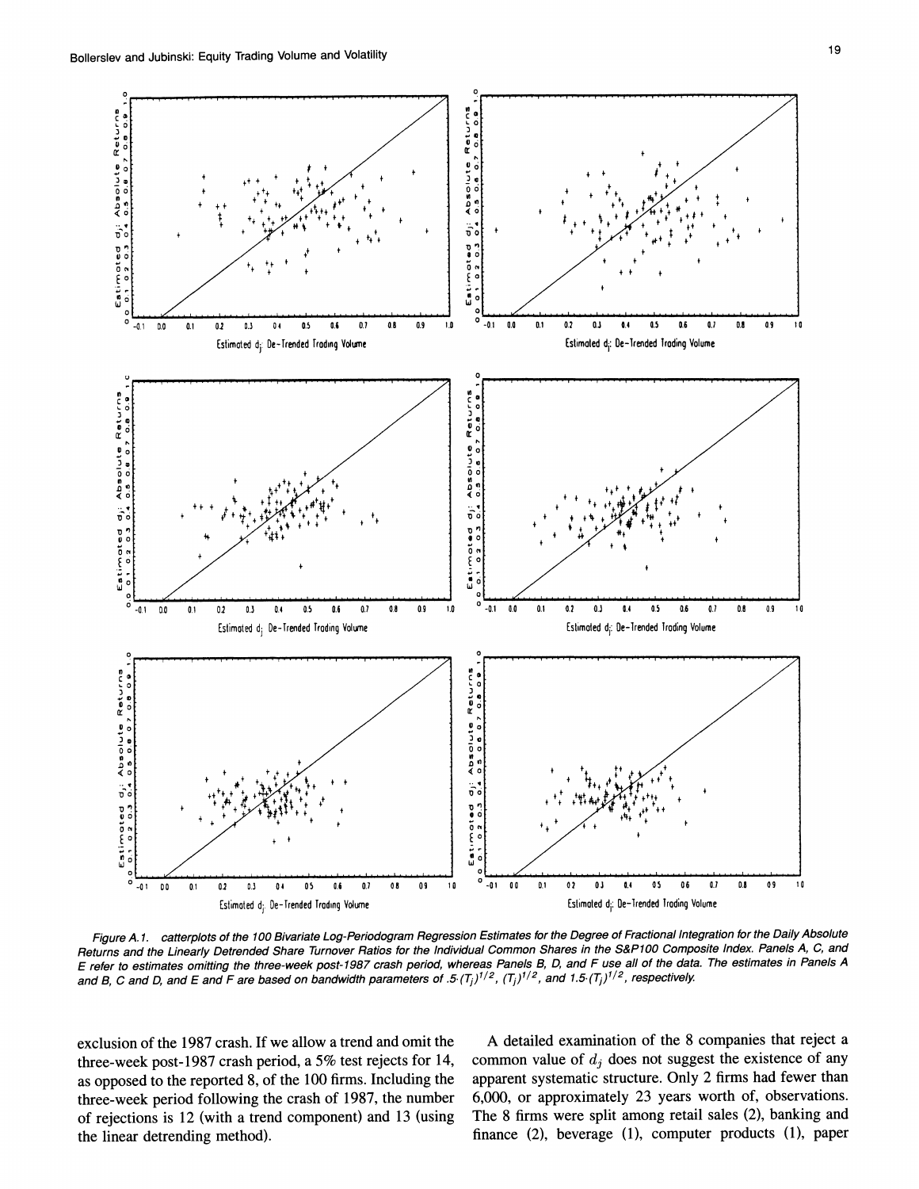Figure A.1. catterplots of the 100 Bivariate Log-Periodogram Regression Estimates for the Degree of Fractional Integration for the Daily Absolute Returns and the Linearly Detrended Share Turnover Ratios for the Individual Common Shares in the S&P100 Composite Index. Panels A, C, and E refer to estimates omitting the three-week post-1987 crash period, whereas Panels B, D, and F use all of the data. The estimates in Panels A and B, C and D, and E and F are based on bandwidth parameters of $.5 \cdot (T_j)^{1/2}$, $(T_j)^{1/2}$, and $1.5 \cdot (T_j)^{1/2}$, respectively.

exclusion of the 1987 crash. If we allow a trend and omit the three-week post-1987 crash period, a 5% test rejects for 14, as opposed to the reported 8, of the 100 firms. Including the three-week period following the crash of 1987, the number of rejections is 12 (with a trend component) and 13 (using the linear detrending method).

A detailed examination of the 8 companies that reject a common value of $d_j$ does not suggest the existence of any apparent systematic structure. Only 2 firms had fewer than 6,000, or approximately 23 years worth of, observations. The 8 firms were split among retail sales (2), banking and finance (2), beverage (1), computer products (1), paper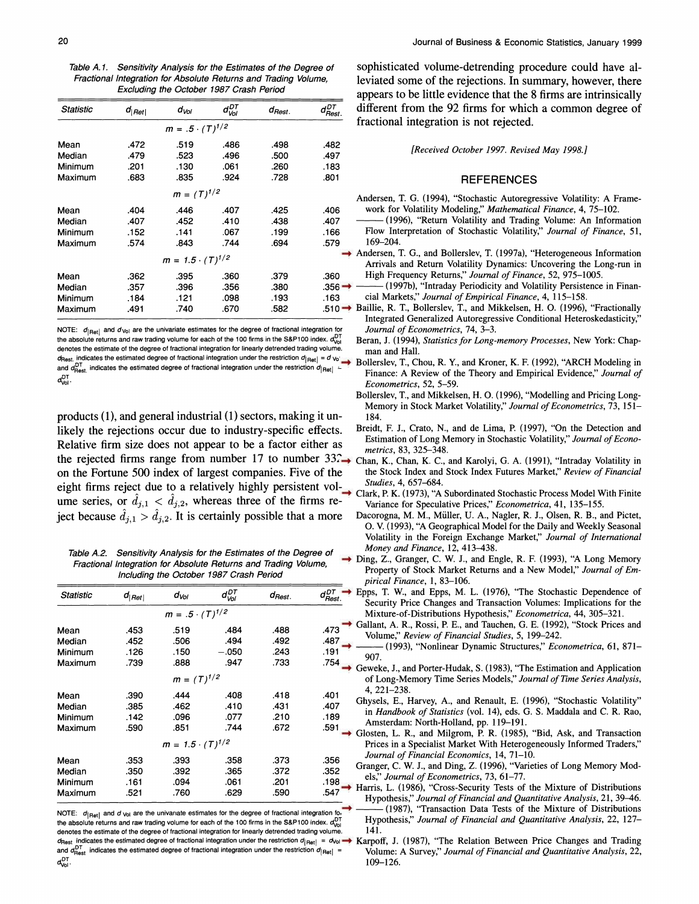Table A.1. Sensitivity Analysis for the Estimates of the Degree of Fractional Integration for Absolute Returns and Trading Volume, Excluding the October 1987 Crash Period

| Statistic | $d_{\|Ret\|}$ | $d_{Vol}$ | $d_{Vol}^{DT}$ | $d_{Rest.}$ | $d_{Rest.}^{DT}$ |
|---|---|---|---|---|---|
| | | $m = .5 \cdot (T)^{1/2}$ | | | |
| Mean | .472 | .519 | .486 | .498 | .482 |
| Median | .479 | .523 | .496 | .500 | .497 |
| Minimum | .201 | .130 | .061 | .260 | .183 |
| Maximum | .683 | .835 | .924 | .728 | .801 |
| | | $m = (T)^{1/2}$ | | | |
| Mean | .404 | .446 | .407 | .425 | .406 |
| Median | .407 | .452 | .410 | .438 | .407 |
| Minimum | .152 | .141 | .067 | .199 | .166 |
| Maximum | .574 | .843 | .744 | .694 | .579 |
| | | $m = 1.5 \cdot (T)^{1/2}$ | | | |
| Mean | .362 | .395 | .360 | .379 | .360 |
| Median | .357 | .396 | .356 | .380 | .356 |
| Minimum | .184 | .121 | .098 | .193 | .163 |
| Maximum | .491 | .740 | .670 | .582 | .510 |

NOTE: $d_{|Ret|}$ and $d_{Vol}$ are the univariate estimates for the degree of fractional integration for the absolute returns and raw trading volume for each of the 100 firms in the S&P100 index. $d_{Vol}^{DT}$ denotes the estimate of the degree of fractional integration for linearly detrended trading volume. $d_{Rest.}$ indicates the estimated degree of fractional integration under the restriction $d_{|Ret|} = d_{Vol}$ and $d_{Rest.}^{DT}$ indicates the estimated degree of fractional integration under the restriction $d_{|Ret|} = d_{Vol}^{DT}$.

products (1), and general industrial (1) sectors, making it unlikely the rejections occur due to industry-specific effects. Relative firm size does not appear to be a factor either as the rejected firms range from number 17 to number 337 on the Fortune 500 index of largest companies. Five of the eight firms reject due to a relatively highly persistent volume series, or $\hat{d}_{j,1} < \hat{d}_{j,2}$, whereas three of the firms reject because $\hat{d}_{j,1} > \hat{d}_{j,2}$. It is certainly possible that a more

Table A.2. Sensitivity Analysis for the Estimates of the Degree of Fractional Integration for Absolute Returns and Trading Volume, Including the October 1987 Crash Period

| Statistic | $d_{\|Ret\|}$ | $d_{Vol}$ | $d_{Vol}^{DT}$ | $d_{Rest.}$ | $d_{Rest.}^{DT}$ |
|---|---|---|---|---|---|
| | | $m = .5 \cdot (T)^{1/2}$ | | | |
| Mean | .453 | .519 | .484 | .488 | .473 |
| Median | .452 | .506 | .494 | .492 | .487 |
| Minimum | .126 | .150 | −.050 | .243 | .191 |
| Maximum | .739 | .888 | .947 | .733 | .754 |
| | | $m = (T)^{1/2}$ | | | |
| Mean | .390 | .444 | .408 | .418 | .401 |
| Median | .385 | .462 | .410 | .431 | .407 |
| Minimum | .142 | .096 | .077 | .210 | .189 |
| Maximum | .590 | .851 | .744 | .672 | .591 |
| | | $m = 1.5 \cdot (T)^{1/2}$ | | | |
| Mean | .353 | .393 | .358 | .373 | .356 |
| Median | .350 | .392 | .365 | .372 | .352 |
| Minimum | .161 | .094 | .061 | .201 | .198 |
| Maximum | .521 | .760 | .629 | .590 | .547 |

NOTE: $d_{|Ret|}$ and $d_{Vol}$ are the univariate estimates for the degree of fractional integration for the absolute returns and raw trading volume for each of the 100 firms in the S&P100 index. $d_{Vol}^{DT}$ denotes the estimate of the degree of fractional integration for linearly detrended trading volume. $d_{Rest}$ indicates the estimated degree of fractional integration under the restriction $d_{|Ret|} = d_{Vol}$ and $d_{Rest}^{DT}$ indicates the estimated degree of fractional integration under the restriction $d_{|Ret|} = d_{Vol}^{DT}$.

sophisticated volume-detrending procedure could have alleviated some of the rejections. In summary, however, there appears to be little evidence that the 8 firms are intrinsically different from the 92 firms for which a common degree of fractional integration is not rejected.

*[Received October 1997. Revised May 1998.]*

## REFERENCES

Andersen, T. G. (1994), "Stochastic Autoregressive Volatility: A Framework for Volatility Modeling," *Mathematical Finance*, 4, 75–102.

——— (1996), "Return Volatility and Trading Volume: An Information Flow Interpretation of Stochastic Volatility," *Journal of Finance*, 51, 169–204.

Andersen, T. G., and Bollerslev, T. (1997a), "Heterogeneous Information Arrivals and Return Volatility Dynamics: Uncovering the Long-run in High Frequency Returns," *Journal of Finance*, 52, 975–1005.

——— (1997b), "Intraday Periodicity and Volatility Persistence in Financial Markets," *Journal of Empirical Finance*, 4, 115–158.

Baillie, R. T., Bollerslev, T., and Mikkelsen, H. O. (1996), "Fractionally Integrated Generalized Autoregressive Conditional Heteroskedasticity," *Journal of Econometrics*, 74, 3–3.

Beran, J. (1994), *Statistics for Long-memory Processes*, New York: Chapman and Hall.

Bollerslev, T., Chou, R. Y., and Kroner, K. F. (1992), "ARCH Modeling in Finance: A Review of the Theory and Empirical Evidence," *Journal of Econometrics*, 52, 5–59.

Bollerslev, T., and Mikkelsen, H. O. (1996), "Modelling and Pricing Long-Memory in Stock Market Volatility," *Journal of Econometrics*, 73, 151–184.

Breidt, F. J., Crato, N., and de Lima, P. (1997), "On the Detection and Estimation of Long Memory in Stochastic Volatility," *Journal of Econometrics*, 83, 325–348.

Chan, K., Chan, K. C., and Karolyi, G. A. (1991), "Intraday Volatility in the Stock Index and Stock Index Futures Market," *Review of Financial Studies*, 4, 657–684.

Clark, P. K. (1973), "A Subordinated Stochastic Process Model With Finite Variance for Speculative Prices," *Econometrica*, 41, 135–155.

Dacorogna, M. M., Müller, U. A., Nagler, R. J., Olsen, R. B., and Pictet, O. V. (1993), "A Geographical Model for the Daily and Weekly Seasonal Volatility in the Foreign Exchange Market," *Journal of International Money and Finance*, 12, 413–438.

Ding, Z., Granger, C. W. J., and Engle, R. F. (1993), "A Long Memory Property of Stock Market Returns and a New Model," *Journal of Empirical Finance*, 1, 83–106.

Epps, T. W., and Epps, M. L. (1976), "The Stochastic Dependence of Security Price Changes and Transaction Volumes: Implications for the Mixture-of-Distributions Hypothesis," *Econometrica*, 44, 305–321.

Gallant, A. R., Rossi, P. E., and Tauchen, G. E. (1992), "Stock Prices and Volume," *Review of Financial Studies*, 5, 199–242.

——— (1993), "Nonlinear Dynamic Structures," *Econometrica*, 61, 871–907.

Geweke, J., and Porter-Hudak, S. (1983), "The Estimation and Application of Long-Memory Time Series Models," *Journal of Time Series Analysis*, 4, 221–238.

Ghysels, E., Harvey, A., and Renault, E. (1996), "Stochastic Volatility" in *Handbook of Statistics* (vol. 14), eds. G. S. Maddala and C. R. Rao, Amsterdam: North-Holland, pp. 119–191.

Glosten, L. R., and Milgrom, P. R. (1985), "Bid, Ask, and Transaction Prices in a Specialist Market With Heterogeneously Informed Traders," *Journal of Financial Economics*, 14, 71–10.

Granger, C. W. J., and Ding, Z. (1996), "Varieties of Long Memory Models," *Journal of Econometrics*, 73, 61–77.

Harris, L. (1986), "Cross-Security Tests of the Mixture of Distributions Hypothesis," *Journal of Financial and Quantitative Analysis*, 21, 39–46.

——— (1987), "Transaction Data Tests of the Mixture of Distributions Hypothesis," *Journal of Financial and Quantitative Analysis*, 22, 127–141.

Karpoff, J. (1987), "The Relation Between Price Changes and Trading Volume: A Survey," *Journal of Financial and Quantitative Analysis*, 22, 109–126.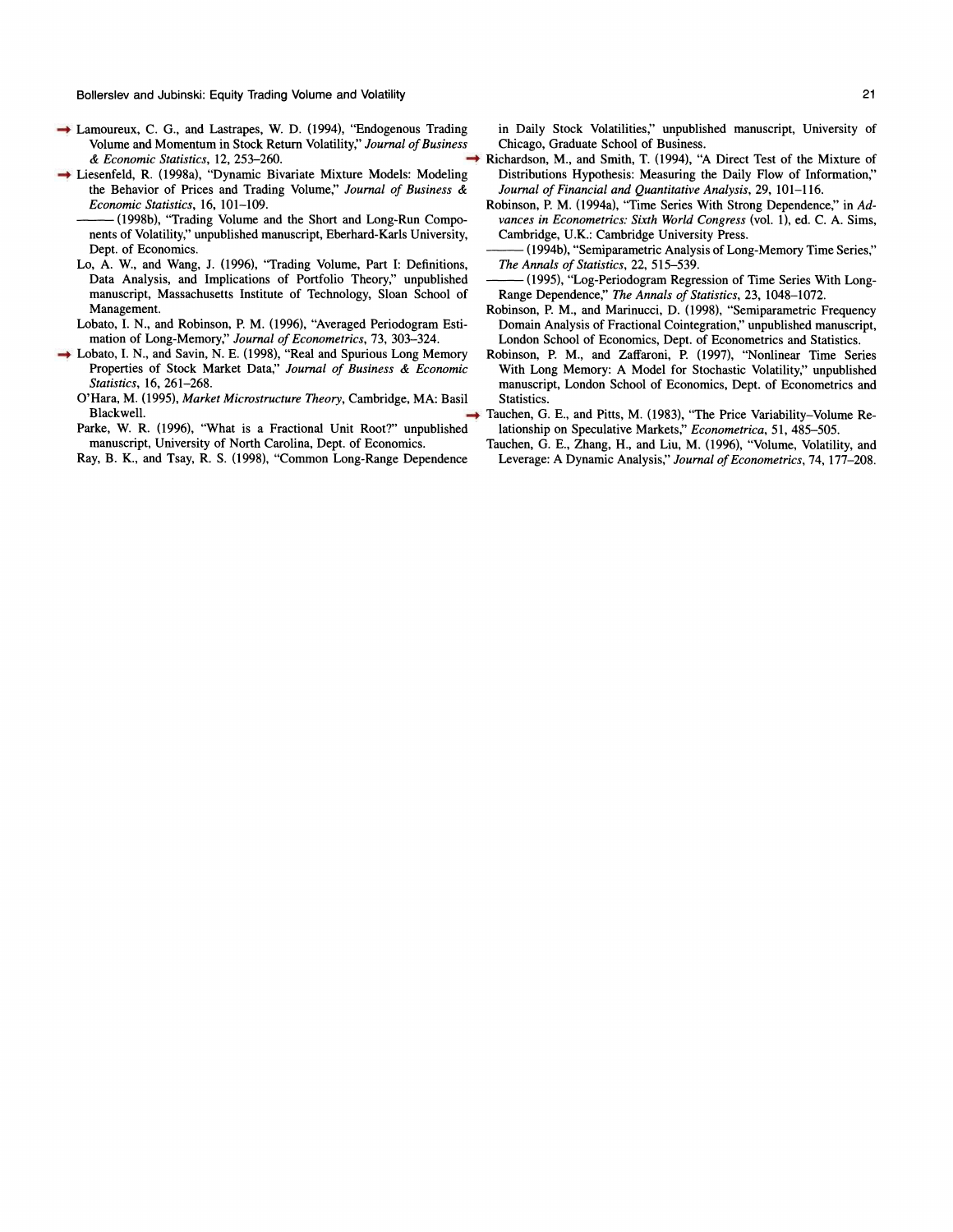Lamoureux, C. G., and Lastrapes, W. D. (1994), "Endogenous Trading Volume and Momentum in Stock Return Volatility," *Journal of Business & Economic Statistics*, 12, 253–260.

Liesenfeld, R. (1998a), "Dynamic Bivariate Mixture Models: Modeling the Behavior of Prices and Trading Volume," *Journal of Business & Economic Statistics*, 16, 101–109.

——— (1998b), "Trading Volume and the Short and Long-Run Components of Volatility," unpublished manuscript, Eberhard-Karls University, Dept. of Economics.

Lo, A. W., and Wang, J. (1996), "Trading Volume, Part I: Definitions, Data Analysis, and Implications of Portfolio Theory," unpublished manuscript, Massachusetts Institute of Technology, Sloan School of Management.

Lobato, I. N., and Robinson, P. M. (1996), "Averaged Periodogram Estimation of Long-Memory," *Journal of Econometrics*, 73, 303–324.

Lobato, I. N., and Savin, N. E. (1998), "Real and Spurious Long Memory Properties of Stock Market Data," *Journal of Business & Economic Statistics*, 16, 261–268.

O'Hara, M. (1995), *Market Microstructure Theory*, Cambridge, MA: Basil Blackwell.

Parke, W. R. (1996), "What is a Fractional Unit Root?" unpublished manuscript, University of North Carolina, Dept. of Economics.

Ray, B. K., and Tsay, R. S. (1998), "Common Long-Range Dependence in Daily Stock Volatilities," unpublished manuscript, University of Chicago, Graduate School of Business.

Richardson, M., and Smith, T. (1994), "A Direct Test of the Mixture of Distributions Hypothesis: Measuring the Daily Flow of Information," *Journal of Financial and Quantitative Analysis*, 29, 101–116.

Robinson, P. M. (1994a), "Time Series With Strong Dependence," in *Advances in Econometrics: Sixth World Congress* (vol. 1), ed. C. A. Sims, Cambridge, U.K.: Cambridge University Press.

——— (1994b), "Semiparametric Analysis of Long-Memory Time Series," *The Annals of Statistics*, 22, 515–539.

——— (1995), "Log-Periodogram Regression of Time Series With Long-Range Dependence," *The Annals of Statistics*, 23, 1048–1072.

Robinson, P. M., and Marinucci, D. (1998), "Semiparametric Frequency Domain Analysis of Fractional Cointegration," unpublished manuscript, London School of Economics, Dept. of Econometrics and Statistics.

Robinson, P. M., and Zaffaroni, P. (1997), "Nonlinear Time Series With Long Memory: A Model for Stochastic Volatility," unpublished manuscript, London School of Economics, Dept. of Econometrics and Statistics.

Tauchen, G. E., and Pitts, M. (1983), "The Price Variability–Volume Relationship on Speculative Markets," *Econometrica*, 51, 485–505.

Tauchen, G. E., Zhang, H., and Liu, M. (1996), "Volume, Volatility, and Leverage: A Dynamic Analysis," *Journal of Econometrics*, 74, 177–208.